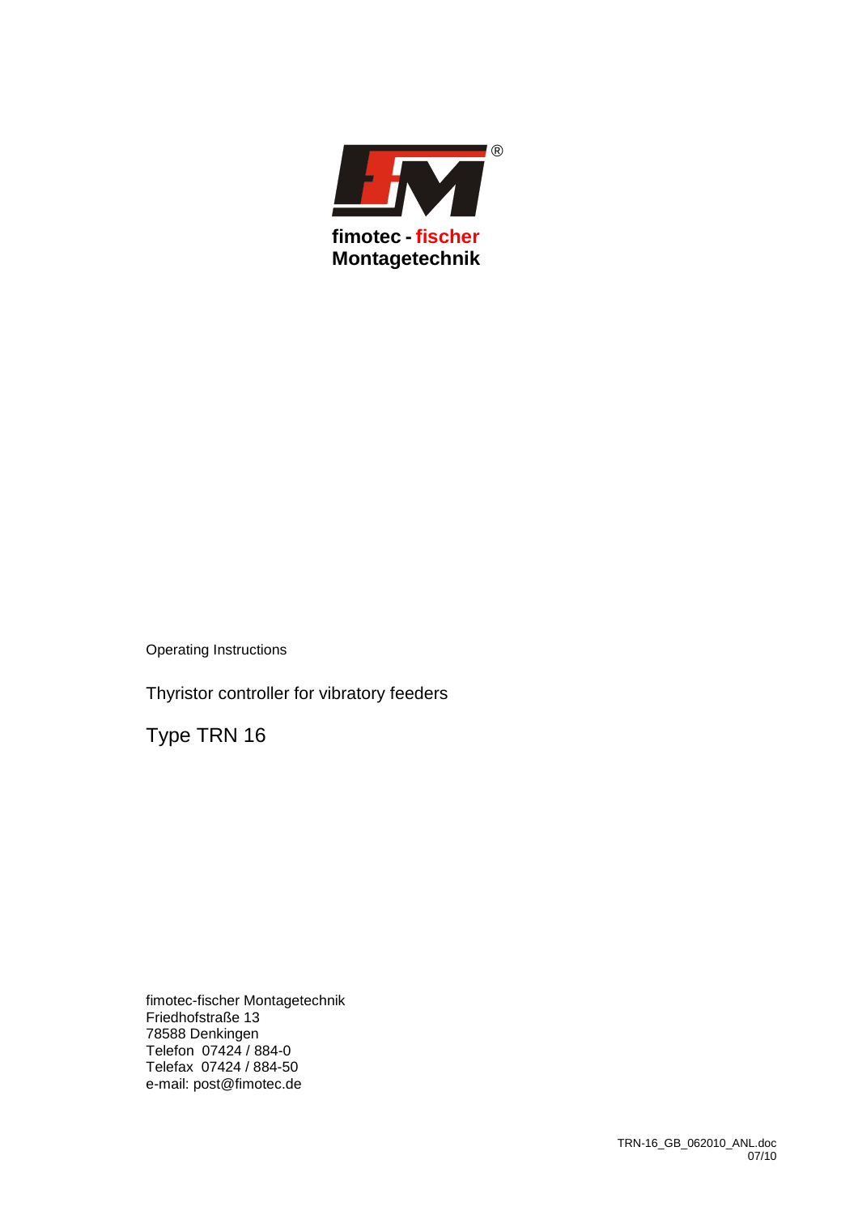**fimotec - fischer**
**Montagetechnik**

Operating Instructions

Thyristor controller for vibratory feeders

# Type TRN 16

fimotec-fischer Montagetechnik
Friedhofstraße 13
78588 Denkingen
Telefon 07424 / 884-0
Telefax 07424 / 884-50
e-mail: post@fimotec.de

TRN-16_GB_062010_ANL.doc
07/10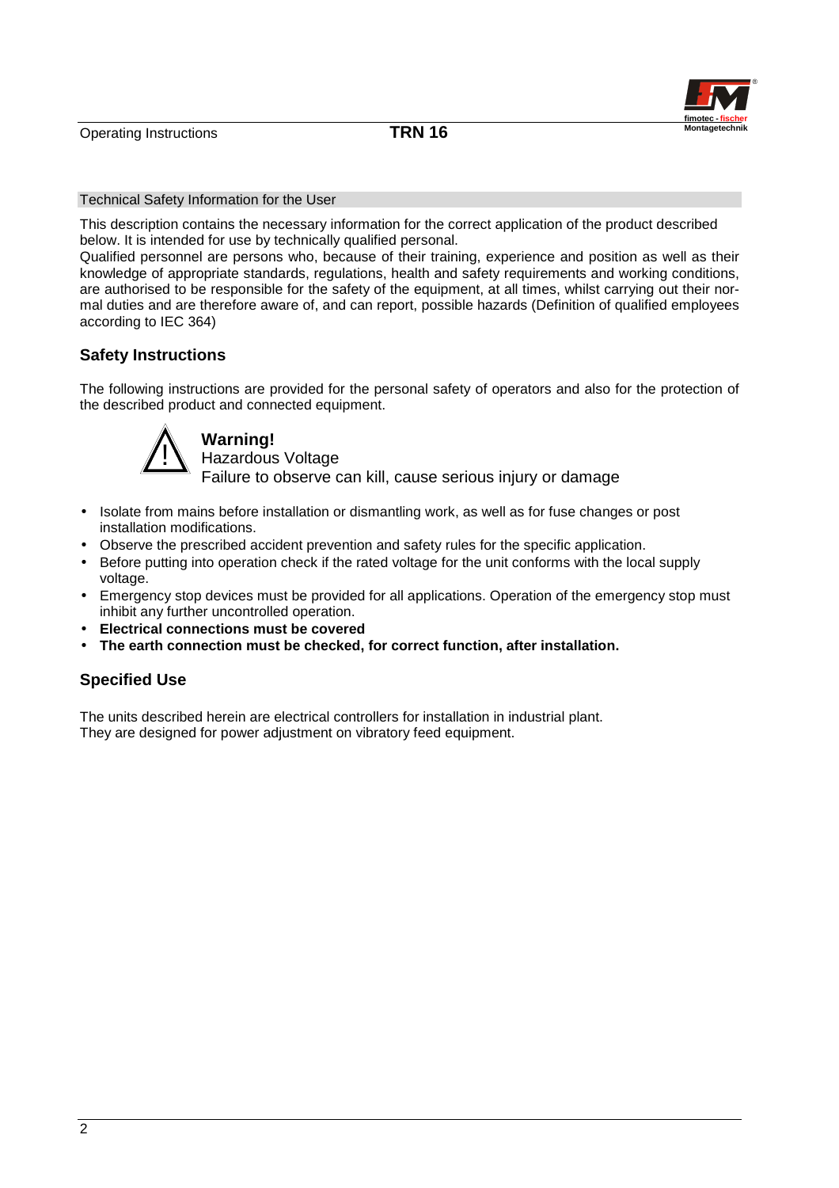Technical Safety Information for the User

This description contains the necessary information for the correct application of the product described below. It is intended for use by technically qualified personal.
Qualified personnel are persons who, because of their training, experience and position as well as their knowledge of appropriate standards, regulations, health and safety requirements and working conditions, are authorised to be responsible for the safety of the equipment, at all times, whilst carrying out their normal duties and are therefore aware of, and can report, possible hazards (Definition of qualified employees according to IEC 364)

## Safety Instructions

The following instructions are provided for the personal safety of operators and also for the protection of the described product and connected equipment.

**Warning!**
Hazardous Voltage
Failure to observe can kill, cause serious injury or damage

- Isolate from mains before installation or dismantling work, as well as for fuse changes or post installation modifications.
- Observe the prescribed accident prevention and safety rules for the specific application.
- Before putting into operation check if the rated voltage for the unit conforms with the local supply voltage.
- Emergency stop devices must be provided for all applications. Operation of the emergency stop must inhibit any further uncontrolled operation.
- **Electrical connections must be covered**
- **The earth connection must be checked, for correct function, after installation.**

## Specified Use

The units described herein are electrical controllers for installation in industrial plant.
They are designed for power adjustment on vibratory feed equipment.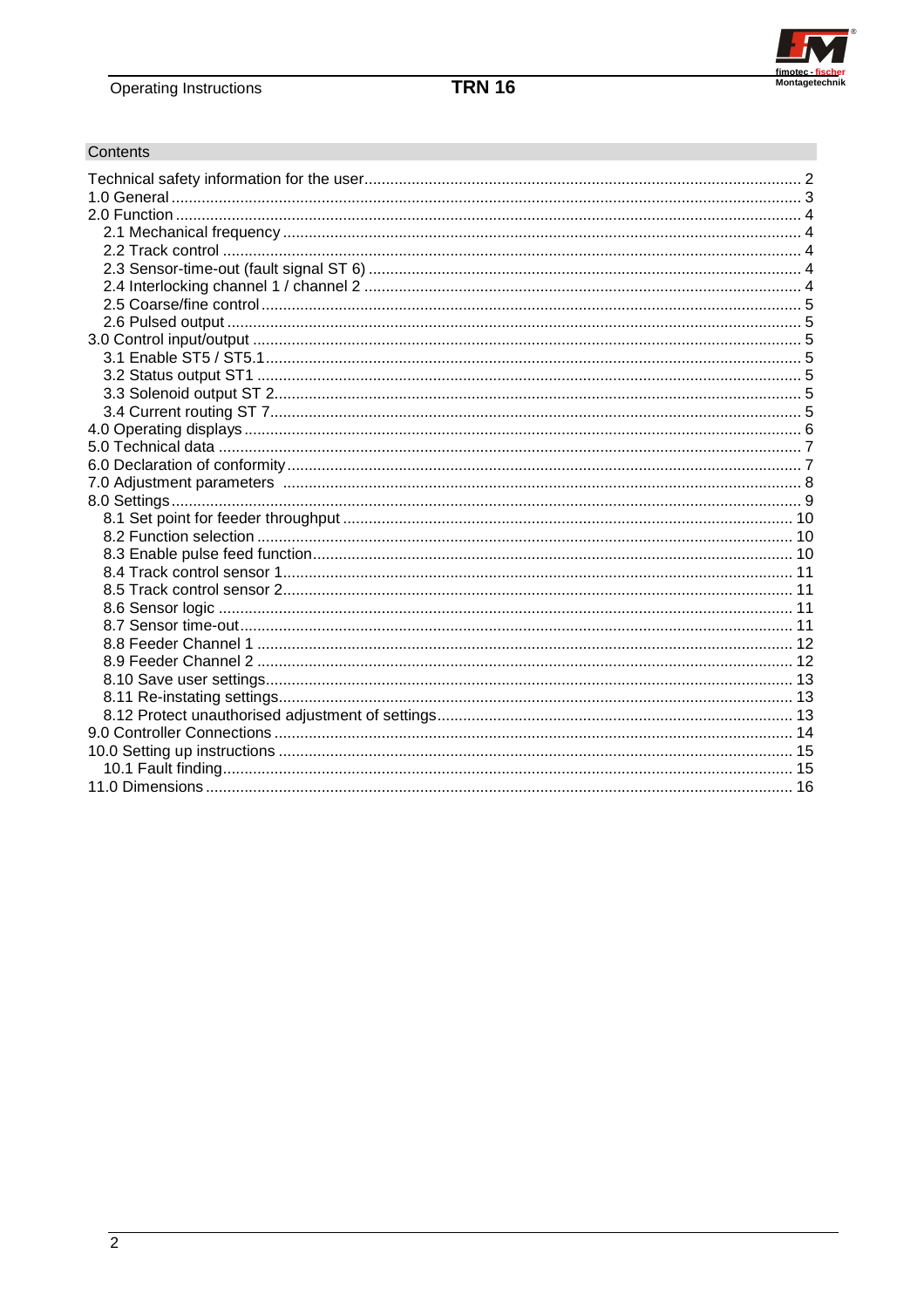## Contents

- Technical safety information for the user ... 2
- 1.0 General ... 3
- 2.0 Function ... 4
  - 2.1 Mechanical frequency ... 4
  - 2.2 Track control ... 4
  - 2.3 Sensor-time-out (fault signal ST 6) ... 4
  - 2.4 Interlocking channel 1 / channel 2 ... 4
  - 2.5 Coarse/fine control ... 5
  - 2.6 Pulsed output ... 5
- 3.0 Control input/output ... 5
  - 3.1 Enable ST5 / ST5.1 ... 5
  - 3.2 Status output ST1 ... 5
  - 3.3 Solenoid output ST 2 ... 5
  - 3.4 Current routing ST 7 ... 5
- 4.0 Operating displays ... 6
- 5.0 Technical data ... 7
- 6.0 Declaration of conformity ... 7
- 7.0 Adjustment parameters ... 8
- 8.0 Settings ... 9
  - 8.1 Set point for feeder throughput ... 10
  - 8.2 Function selection ... 10
  - 8.3 Enable pulse feed function ... 10
  - 8.4 Track control sensor 1 ... 11
  - 8.5 Track control sensor 2 ... 11
  - 8.6 Sensor logic ... 11
  - 8.7 Sensor time-out ... 11
  - 8.8 Feeder Channel 1 ... 12
  - 8.9 Feeder Channel 2 ... 12
  - 8.10 Save user settings ... 13
  - 8.11 Re-instating settings ... 13
  - 8.12 Protect unauthorised adjustment of settings ... 13
- 9.0 Controller Connections ... 14
- 10.0 Setting up instructions ... 15
  - 10.1 Fault finding ... 15
- 11.0 Dimensions ... 16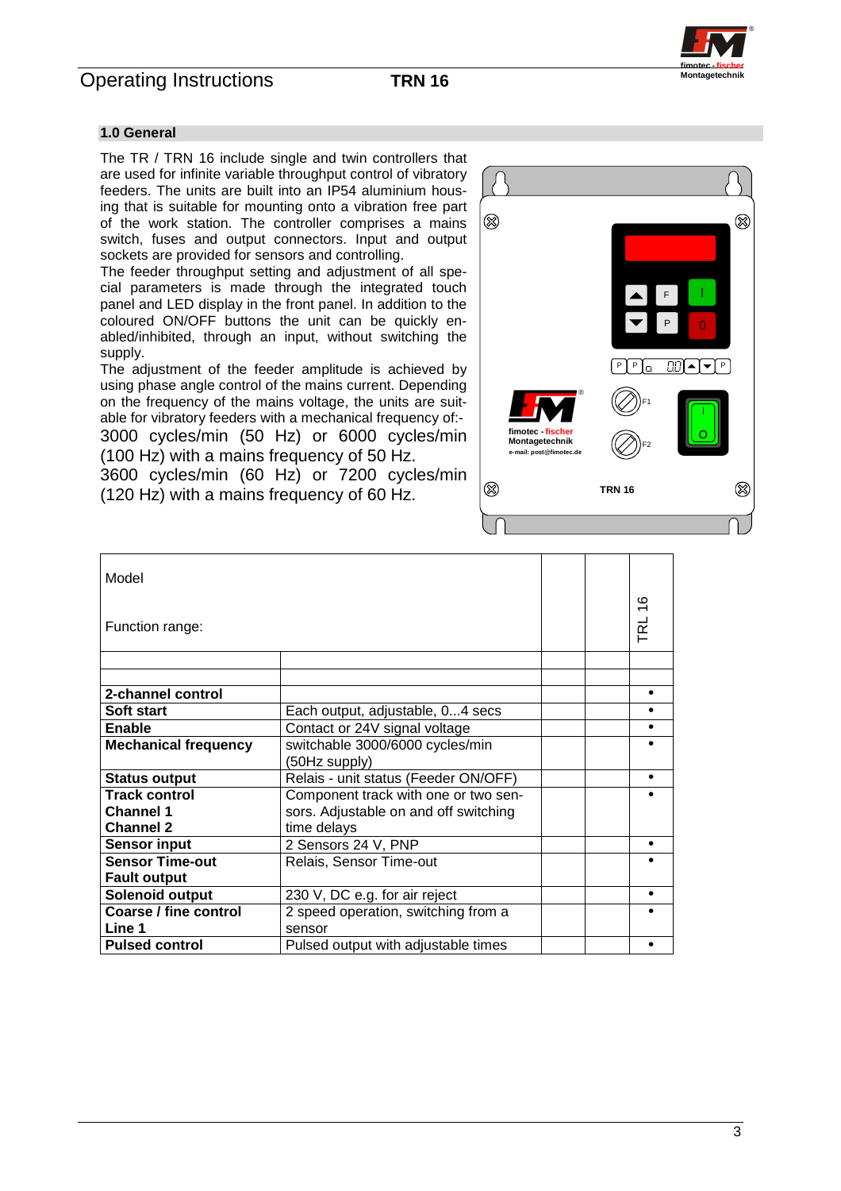## 1.0 General

The TR / TRN 16 include single and twin controllers that are used for infinite variable throughput control of vibratory feeders. The units are built into an IP54 aluminium housing that is suitable for mounting onto a vibration free part of the work station. The controller comprises a mains switch, fuses and output connectors. Input and output sockets are provided for sensors and controlling.

The feeder throughput setting and adjustment of all special parameters is made through the integrated touch panel and LED display in the front panel. In addition to the coloured ON/OFF buttons the unit can be quickly enabled/inhibited, through an input, without switching the supply.

The adjustment of the feeder amplitude is achieved by using phase angle control of the mains current. Depending on the frequency of the mains voltage, the units are suitable for vibratory feeders with a mechanical frequency of:-

3000 cycles/min (50 Hz) or 6000 cycles/min (100 Hz) with a mains frequency of 50 Hz.

3600 cycles/min (60 Hz) or 7200 cycles/min (120 Hz) with a mains frequency of 60 Hz.

| Model<br><br>Function range: | | | | TRL 16 |
|---|---|---|---|---|
| | | | | |
| | | | | |
| **2-channel control** | | | | • |
| **Soft start** | Each output, adjustable, 0...4 secs | | | • |
| **Enable** | Contact or 24V signal voltage | | | • |
| **Mechanical frequency** | switchable 3000/6000 cycles/min (50Hz supply) | | | • |
| **Status output** | Relais - unit status (Feeder ON/OFF) | | | • |
| **Track control Channel 1 Channel 2** | Component track with one or two sensors. Adjustable on and off switching time delays | | | • |
| **Sensor input** | 2 Sensors 24 V, PNP | | | • |
| **Sensor Time-out Fault output** | Relais, Sensor Time-out | | | • |
| **Solenoid output** | 230 V, DC e.g. for air reject | | | • |
| **Coarse / fine control Line 1** | 2 speed operation, switching from a sensor | | | • |
| **Pulsed control** | Pulsed output with adjustable times | | | • |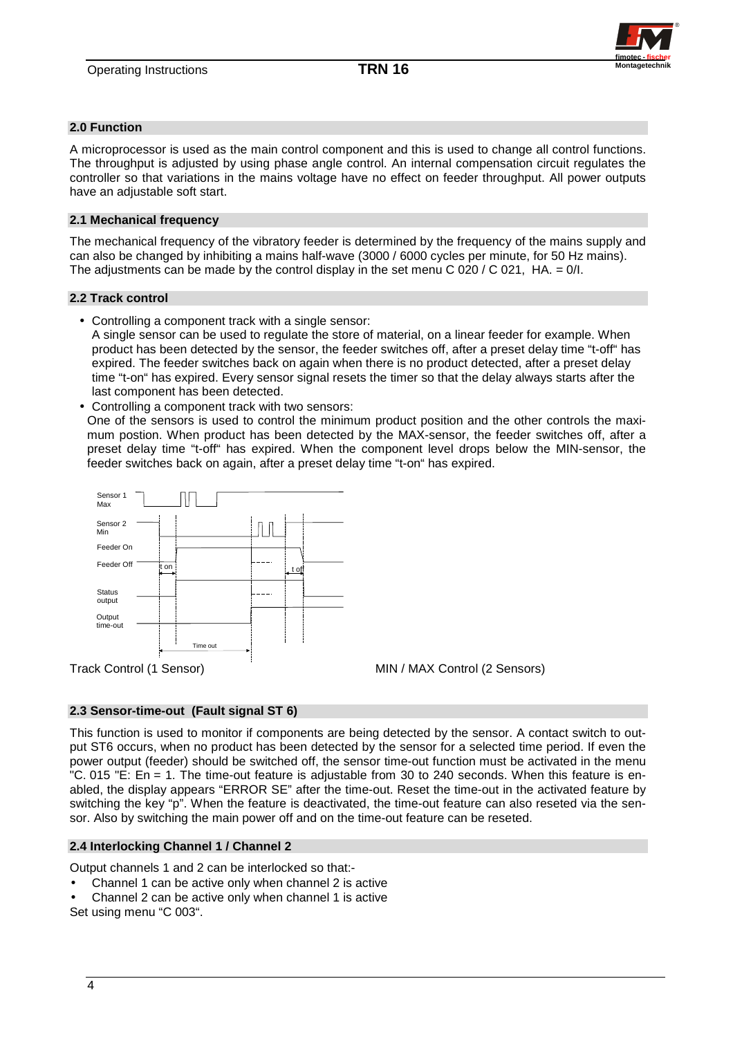## 2.0 Function

A microprocessor is used as the main control component and this is used to change all control functions. The throughput is adjusted by using phase angle control. An internal compensation circuit regulates the controller so that variations in the mains voltage have no effect on feeder throughput. All power outputs have an adjustable soft start.

## 2.1 Mechanical frequency

The mechanical frequency of the vibratory feeder is determined by the frequency of the mains supply and can also be changed by inhibiting a mains half-wave (3000 / 6000 cycles per minute, for 50 Hz mains). The adjustments can be made by the control display in the set menu C 020 / C 021, HA. = 0/I.

## 2.2 Track control

- Controlling a component track with a single sensor:
  A single sensor can be used to regulate the store of material, on a linear feeder for example. When product has been detected by the sensor, the feeder switches off, after a preset delay time "t-off" has expired. The feeder switches back on again when there is no product detected, after a preset delay time "t-on" has expired. Every sensor signal resets the timer so that the delay always starts after the last component has been detected.
- Controlling a component track with two sensors:
  One of the sensors is used to control the minimum product position and the other controls the maximum postion. When product has been detected by the MAX-sensor, the feeder switches off, after a preset delay time "t-off" has expired. When the component level drops below the MIN-sensor, the feeder switches back on again, after a preset delay time "t-on" has expired.

Sensor 1 Max

Sensor 2 Min

Feeder On

Feeder Off

t on

t off

Status output

Output time-out

Time out

Track Control (1 Sensor) MIN / MAX Control (2 Sensors)

## 2.3 Sensor-time-out (Fault signal ST 6)

This function is used to monitor if components are being detected by the sensor. A contact switch to output ST6 occurs, when no product has been detected by the sensor for a selected time period. If even the power output (feeder) should be switched off, the sensor time-out function must be activated in the menu "C. 015 "E: En = 1. The time-out feature is adjustable from 30 to 240 seconds. When this feature is enabled, the display appears "ERROR SE" after the time-out. Reset the time-out in the activated feature by switching the key "p". When the feature is deactivated, the time-out feature can also reseted via the sensor. Also by switching the main power off and on the time-out feature can be reseted.

## 2.4 Interlocking Channel 1 / Channel 2

Output channels 1 and 2 can be interlocked so that:-

- Channel 1 can be active only when channel 2 is active
- Channel 2 can be active only when channel 1 is active

Set using menu "C 003".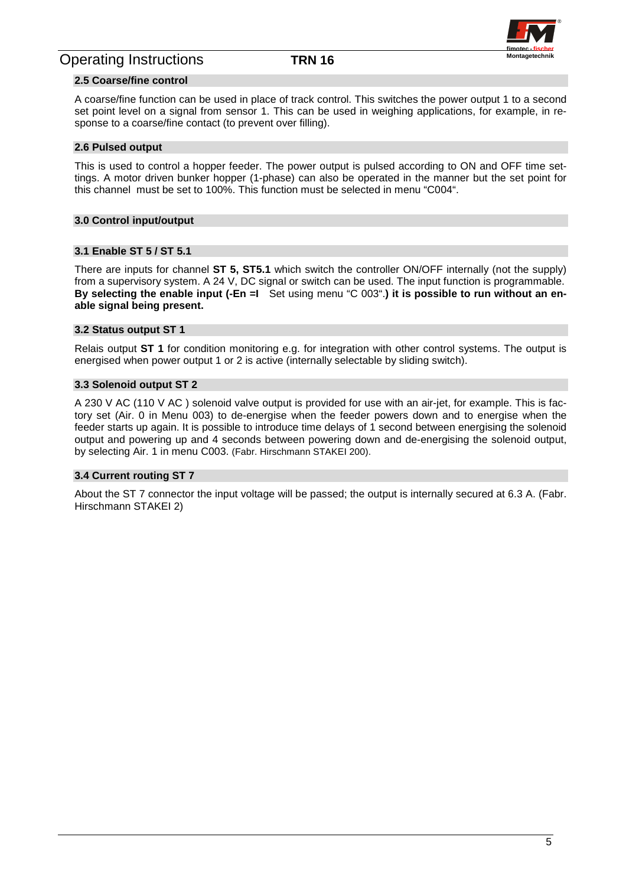### 2.5 Coarse/fine control

A coarse/fine function can be used in place of track control. This switches the power output 1 to a second set point level on a signal from sensor 1. This can be used in weighing applications, for example, in response to a coarse/fine contact (to prevent over filling).

### 2.6 Pulsed output

This is used to control a hopper feeder. The power output is pulsed according to ON and OFF time settings. A motor driven bunker hopper (1-phase) can also be operated in the manner but the set point for this channel must be set to 100%. This function must be selected in menu "C004".

## 3.0 Control input/output

### 3.1 Enable ST 5 / ST 5.1

There are inputs for channel **ST 5, ST5.1** which switch the controller ON/OFF internally (not the supply) from a supervisory system. A 24 V, DC signal or switch can be used. The input function is programmable. **By selecting the enable input (-En =I** Set using menu "C 003".**) it is possible to run without an enable signal being present.**

### 3.2 Status output ST 1

Relais output **ST 1** for condition monitoring e.g. for integration with other control systems. The output is energised when power output 1 or 2 is active (internally selectable by sliding switch).

### 3.3 Solenoid output ST 2

A 230 V AC (110 V AC ) solenoid valve output is provided for use with an air-jet, for example. This is factory set (Air. 0 in Menu 003) to de-energise when the feeder powers down and to energise when the feeder starts up again. It is possible to introduce time delays of 1 second between energising the solenoid output and powering up and 4 seconds between powering down and de-energising the solenoid output, by selecting Air. 1 in menu C003. (Fabr. Hirschmann STAKEI 200).

### 3.4 Current routing ST 7

About the ST 7 connector the input voltage will be passed; the output is internally secured at 6.3 A. (Fabr. Hirschmann STAKEI 2)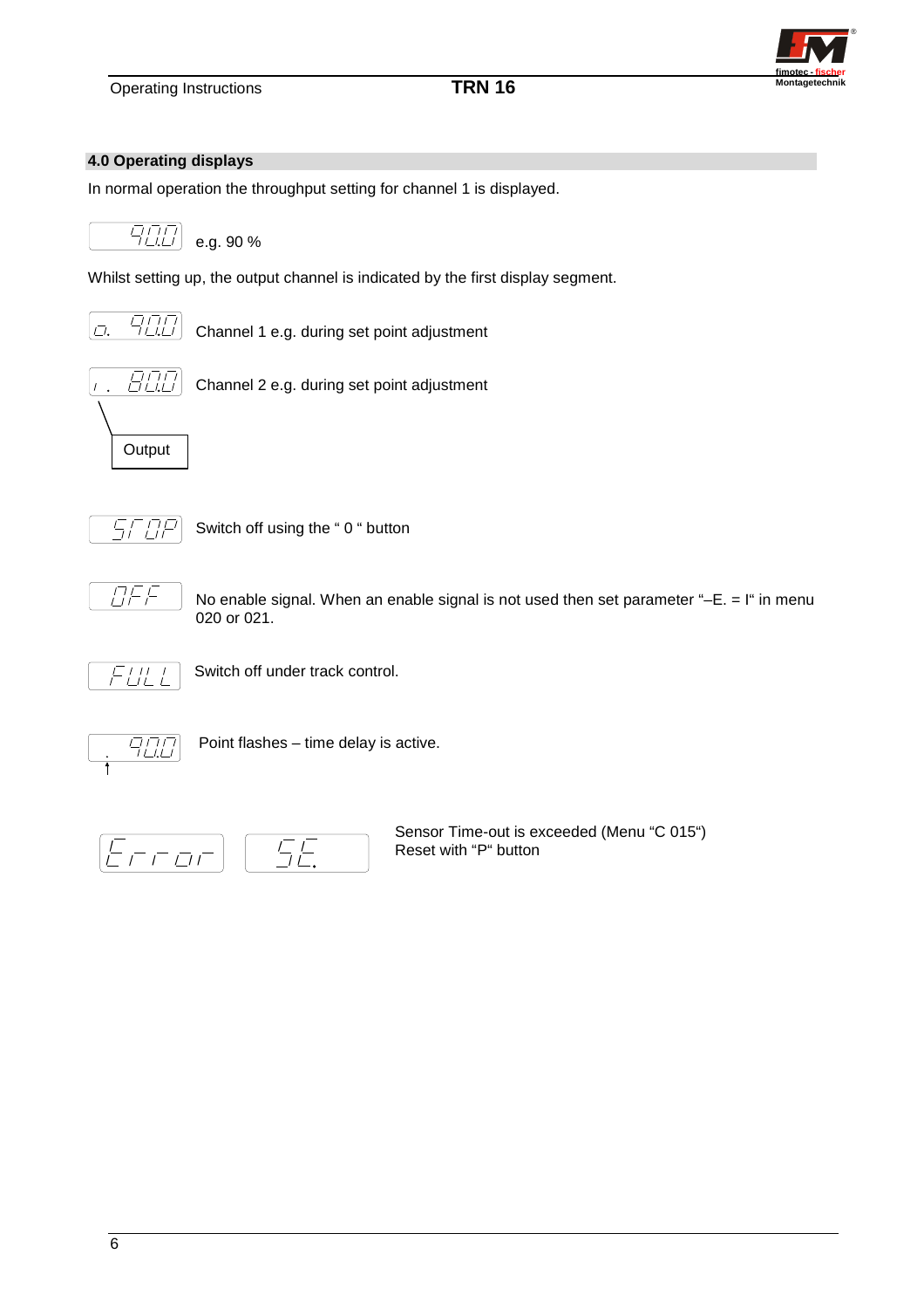## 4.0 Operating displays

In normal operation the throughput setting for channel 1 is displayed.

`90.0` e.g. 90 %

Whilst setting up, the output channel is indicated by the first display segment.

`o. 90.0` Channel 1 e.g. during set point adjustment

`1. 80.0` Channel 2 e.g. during set point adjustment

Output

`StOP` Switch off using the " 0 " button

`OFF` No enable signal. When an enable signal is not used then set parameter "–E. = I" in menu 020 or 021.

`FULL` Switch off under track control.

`. 90.0` Point flashes – time delay is active.

`Error` `SE.` Sensor Time-out is exceeded (Menu "C 015")
Reset with "P" button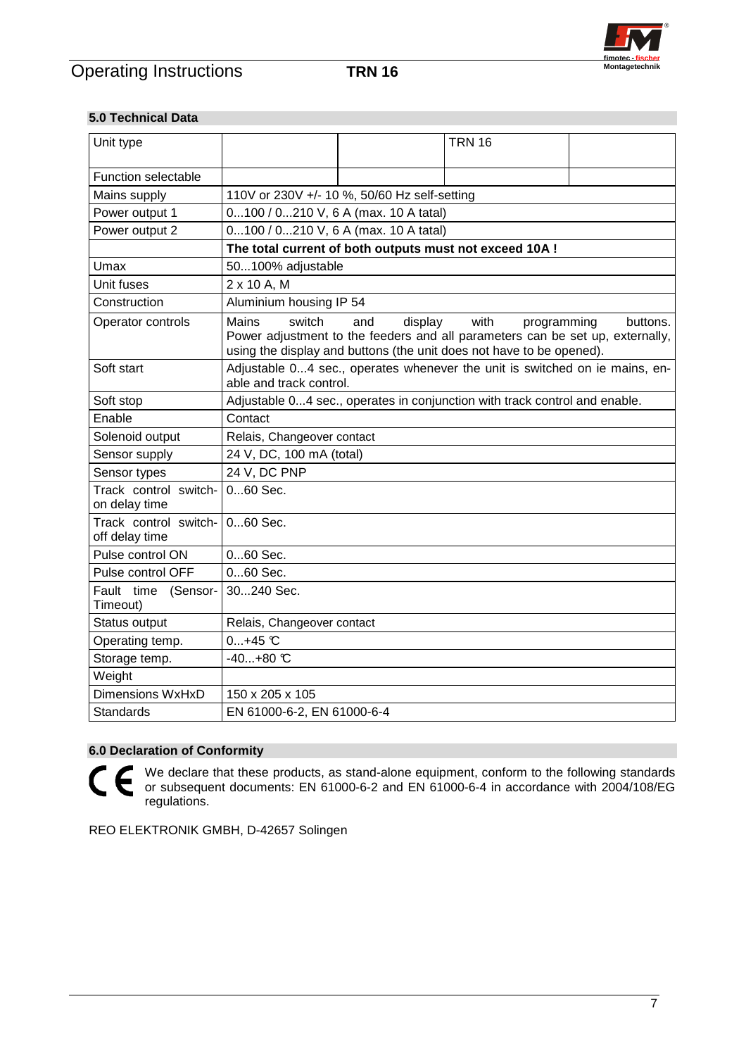## 5.0 Technical Data

| Unit type | | | TRN 16 | |
|---|---|---|---|---|
| Function selectable | | | | |
| Mains supply | 110V or 230V +/- 10 %, 50/60 Hz self-setting | | | |
| Power output 1 | 0...100 / 0...210 V, 6 A (max. 10 A tatal) | | | |
| Power output 2 | 0...100 / 0...210 V, 6 A (max. 10 A tatal) | | | |
| | **The total current of both outputs must not exceed 10A !** | | | |
| Umax | 50...100% adjustable | | | |
| Unit fuses | 2 x 10 A, M | | | |
| Construction | Aluminium housing IP 54 | | | |
| Operator controls | Mains switch and display with programming buttons. Power adjustment to the feeders and all parameters can be set up, externally, using the display and buttons (the unit does not have to be opened). | | | |
| Soft start | Adjustable 0...4 sec., operates whenever the unit is switched on ie mains, enable and track control. | | | |
| Soft stop | Adjustable 0...4 sec., operates in conjunction with track control and enable. | | | |
| Enable | Contact | | | |
| Solenoid output | Relais, Changeover contact | | | |
| Sensor supply | 24 V, DC, 100 mA (total) | | | |
| Sensor types | 24 V, DC PNP | | | |
| Track control switch-on delay time | 0...60 Sec. | | | |
| Track control switch-off delay time | 0...60 Sec. | | | |
| Pulse control ON | 0...60 Sec. | | | |
| Pulse control OFF | 0...60 Sec. | | | |
| Fault time (Sensor-Timeout) | 30...240 Sec. | | | |
| Status output | Relais, Changeover contact | | | |
| Operating temp. | 0...+45 °C | | | |
| Storage temp. | -40...+80 °C | | | |
| Weight | | | | |
| Dimensions WxHxD | 150 x 205 x 105 | | | |
| Standards | EN 61000-6-2, EN 61000-6-4 | | | |

## 6.0 Declaration of Conformity

CE We declare that these products, as stand-alone equipment, conform to the following standards or subsequent documents: EN 61000-6-2 and EN 61000-6-4 in accordance with 2004/108/EG regulations.

REO ELEKTRONIK GMBH, D-42657 Solingen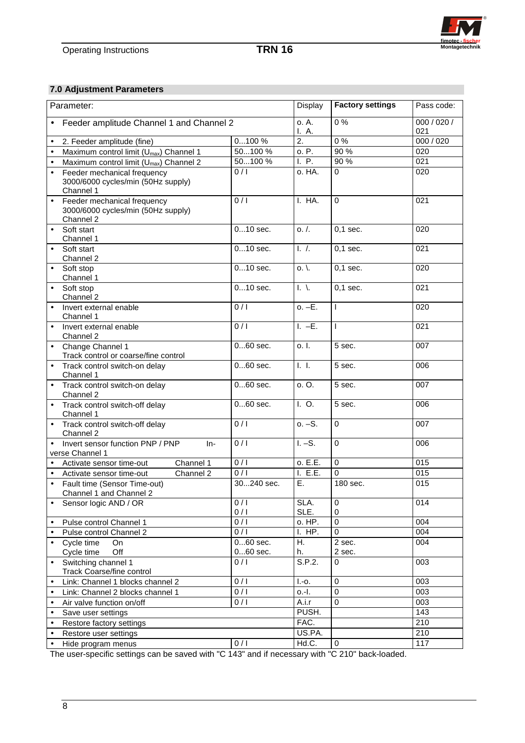## 7.0 Adjustment Parameters

| Parameter: | | Display | Factory settings | Pass code: |
|---|---|---|---|---|
| • Feeder amplitude Channel 1 and Channel 2 | | o. A.<br>I. A. | 0 % | 000 / 020 / 021 |
| • 2. Feeder amplitude (fine) | 0...100 % | 2. | 0 % | 000 / 020 |
| • Maximum control limit ($U_{max}$) Channel 1 | 50...100 % | o. P. | 90 % | 020 |
| • Maximum control limit ($U_{max}$) Channel 2 | 50...100 % | I. P. | 90 % | 021 |
| • Feeder mechanical frequency 3000/6000 cycles/min (50Hz supply) Channel 1 | 0 / I | o. HA. | 0 | 020 |
| • Feeder mechanical frequency 3000/6000 cycles/min (50Hz supply) Channel 2 | 0 / I | I. HA. | 0 | 021 |
| • Soft start Channel 1 | 0...10 sec. | o. /. | 0,1 sec. | 020 |
| • Soft start Channel 2 | 0...10 sec. | I. /. | 0,1 sec. | 021 |
| • Soft stop Channel 1 | 0...10 sec. | o. \. | 0,1 sec. | 020 |
| • Soft stop Channel 2 | 0...10 sec. | I. \. | 0,1 sec. | 021 |
| • Invert external enable Channel 1 | 0 / I | o. –E. | I | 020 |
| • Invert external enable Channel 2 | 0 / I | I. –E. | I | 021 |
| • Change Channel 1 Track control or coarse/fine control | 0...60 sec. | o. I. | 5 sec. | 007 |
| • Track control switch-on delay Channel 1 | 0...60 sec. | I. I. | 5 sec. | 006 |
| • Track control switch-on delay Channel 2 | 0...60 sec. | o. O. | 5 sec. | 007 |
| • Track control switch-off delay Channel 1 | 0...60 sec. | I. O. | 5 sec. | 006 |
| • Track control switch-off delay Channel 2 | 0 / I | o. –S. | 0 | 007 |
| • Invert sensor function PNP / PNP Inverse Channel 1 | 0 / I | I. –S. | 0 | 006 |
| • Activate sensor time-out Channel 1 | 0 / I | o. E.E. | 0 | 015 |
| • Activate sensor time-out Channel 2 | 0 / I | I. E.E. | 0 | 015 |
| • Fault time (Sensor Time-out) Channel 1 and Channel 2 | 30...240 sec. | E. | 180 sec. | 015 |
| • Sensor logic AND / OR | 0 / I<br>0 / I | SLA.<br>SLE. | 0<br>0 | 014 |
| • Pulse control Channel 1 | 0 / I | o. HP. | 0 | 004 |
| • Pulse control Channel 2 | 0 / I | I. HP. | 0 | 004 |
| • Cycle time On<br>Cycle time Off | 0...60 sec.<br>0...60 sec. | H.<br>h. | 2 sec.<br>2 sec. | 004 |
| • Switching channel 1 Track Coarse/fine control | 0 / I | S.P.2. | 0 | 003 |
| • Link: Channel 1 blocks channel 2 | 0 / I | I.-o. | 0 | 003 |
| • Link: Channel 2 blocks channel 1 | 0 / I | o.-I. | 0 | 003 |
| • Air valve function on/off | 0 / I | A.i.r | 0 | 003 |
| • Save user settings | | PUSH. | | 143 |
| • Restore factory settings | | FAC. | | 210 |
| • Restore user settings | | US.PA. | | 210 |
| • Hide program menus | 0 / I | Hd.C. | 0 | 117 |

The user-specific settings can be saved with "C 143" and if necessary with "C 210" back-loaded.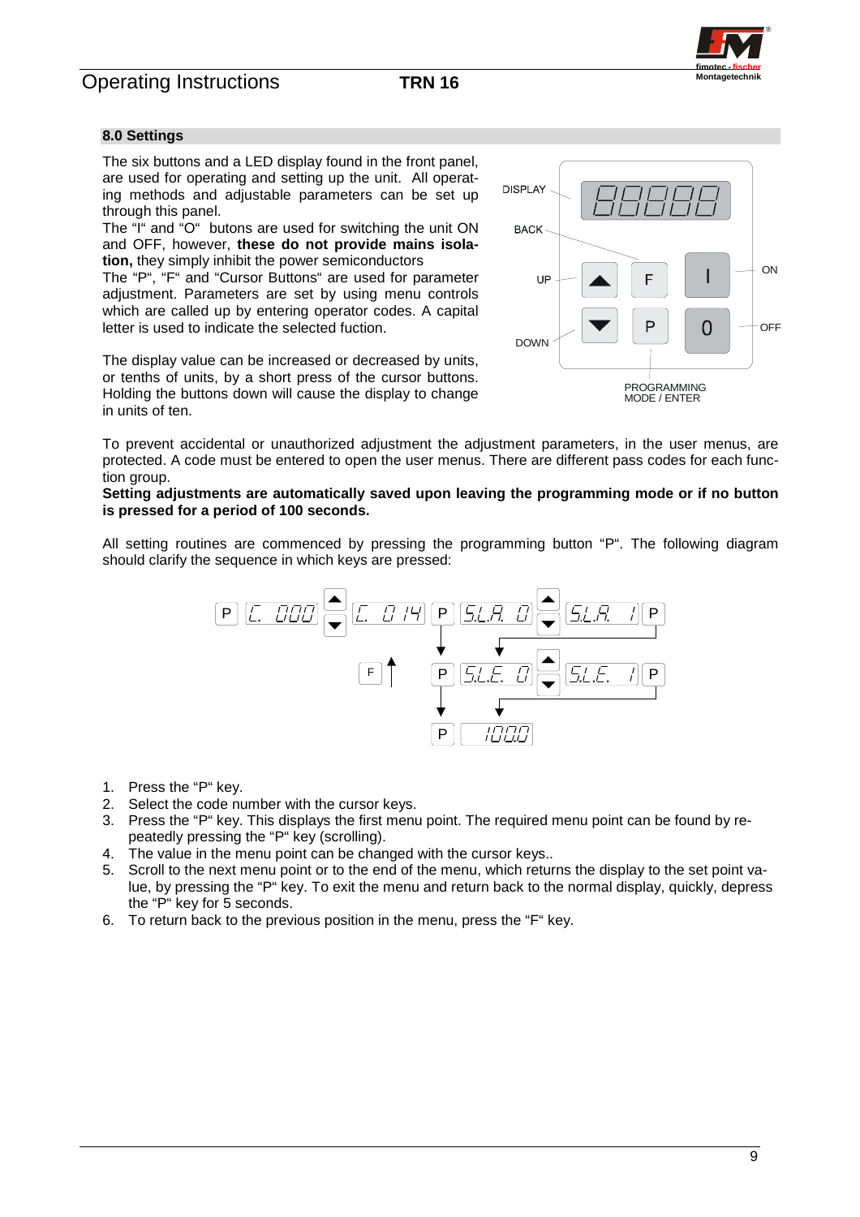## 8.0 Settings

The six buttons and a LED display found in the front panel, are used for operating and setting up the unit. All operating methods and adjustable parameters can be set up through this panel.
The "I" and "O" butons are used for switching the unit ON and OFF, however, **these do not provide mains isolation,** they simply inhibit the power semiconductors
The "P", "F" and "Cursor Buttons" are used for parameter adjustment. Parameters are set by using menu controls which are called up by entering operator codes. A capital letter is used to indicate the selected fuction.

The display value can be increased or decreased by units, or tenths of units, by a short press of the cursor buttons. Holding the buttons down will cause the display to change in units of ten.

DISPLAY
BACK
UP
DOWN
ON
OFF
PROGRAMMING MODE / ENTER

To prevent accidental or unauthorized adjustment the adjustment parameters, in the user menus, are protected. A code must be entered to open the user menus. There are different pass codes for each function group.
**Setting adjustments are automatically saved upon leaving the programming mode or if no button is pressed for a period of 100 seconds.**

All setting routines are commenced by pressing the programming button "P". The following diagram should clarify the sequence in which keys are pressed:

P C. 000 C. 014 P S.L.A. 0 S.L.A. 1 P
F P S.L.E. 0 S.L.E. 1 P
P 100.0

1. Press the "P" key.
2. Select the code number with the cursor keys.
3. Press the "P" key. This displays the first menu point. The required menu point can be found by repeatedly pressing the "P" key (scrolling).
4. The value in the menu point can be changed with the cursor keys..
5. Scroll to the next menu point or to the end of the menu, which returns the display to the set point value, by pressing the "P" key. To exit the menu and return back to the normal display, quickly, depress the "P" key for 5 seconds.
6. To return back to the previous position in the menu, press the "F" key.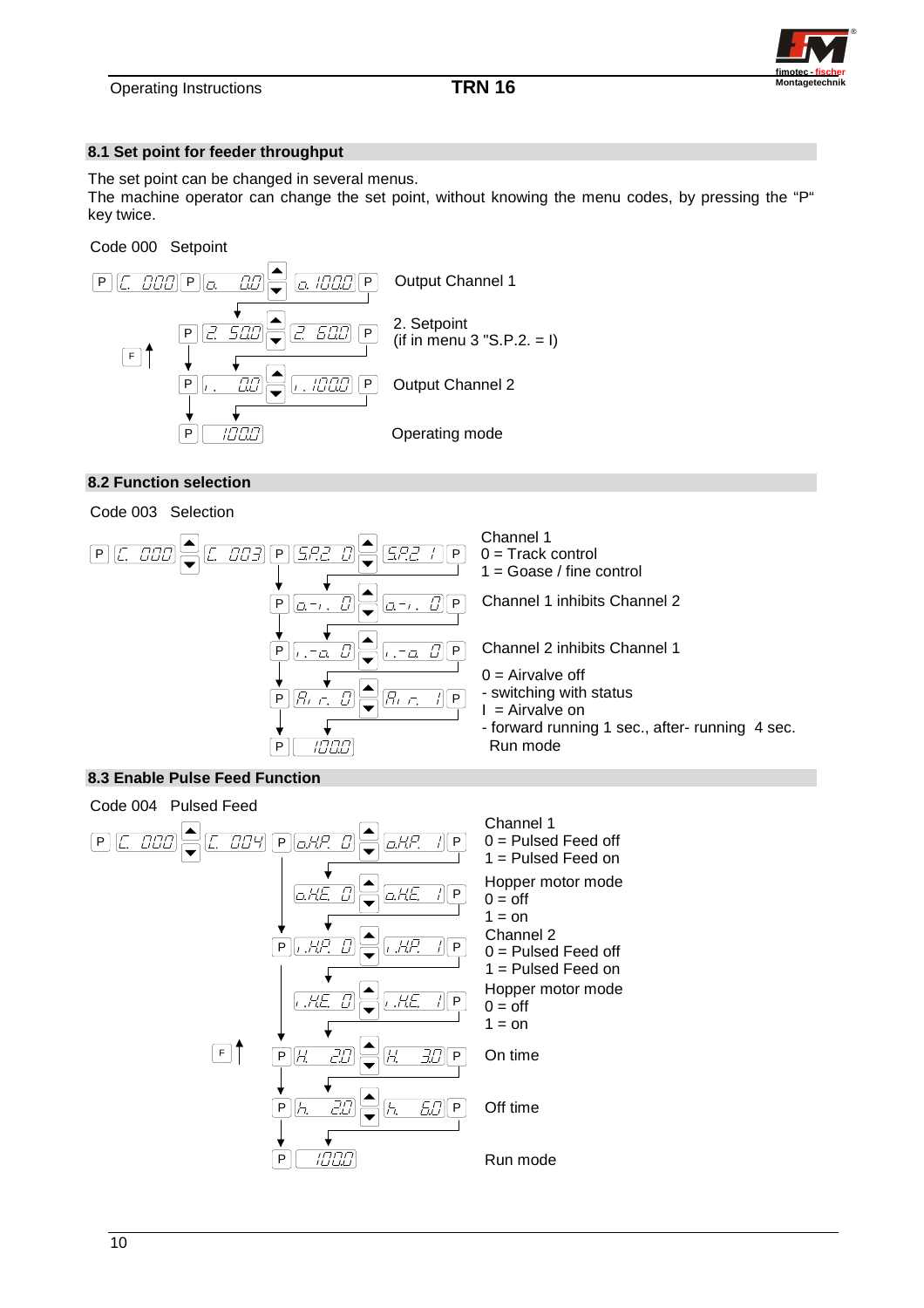## 8.1 Set point for feeder throughput

The set point can be changed in several menus.
The machine operator can change the set point, without knowing the menu codes, by pressing the "P" key twice.

Code 000 Setpoint

| Keys / Display | | Description |
|---|---|---|
| P C. 000 P o. 0.0 ▲▼ | o. 100.0 P | Output Channel 1 |
| P 2. 50.0 ▲▼ | 2. 60.0 P | 2. Setpoint (if in menu 3 "S.P.2. = I) |
| P I. 0.0 ▲▼ | I. 100.0 P | Output Channel 2 |
| P 100.0 | | Operating mode |

F ↑

## 8.2 Function selection

Code 003 Selection

| Keys / Display | | Description |
|---|---|---|
| P C. 000 ▲▼ C. 003 P S.P.2. 0 ▲▼ | S.P.2. I P | Channel 1<br>0 = Track control<br>1 = Goase / fine control |
| P o.–I. 0 ▲▼ | o.–I. 0 P | Channel 1 inhibits Channel 2 |
| P I.–o. 0 ▲▼ | I.–o. 0 P | Channel 2 inhibits Channel 1 |
| P A. r. 0 ▲▼ | A. r. I P | 0 = Airvalve off<br>- switching with status<br>I = Airvalve on<br>- forward running 1 sec., after- running 4 sec. |
| P 100.0 | | Run mode |

## 8.3 Enable Pulse Feed Function

Code 004 Pulsed Feed

| Keys / Display | | Description |
|---|---|---|
| P C. 000 ▲▼ C. 004 P o.H.P. 0 ▲▼ | o.H.P. I P | Channel 1<br>0 = Pulsed Feed off<br>1 = Pulsed Feed on |
| o.H.E. 0 ▲▼ | o.H.E. I P | Hopper motor mode<br>0 = off<br>1 = on |
| P I.H.P. 0 ▲▼ | I.H.P. I P | Channel 2<br>0 = Pulsed Feed off<br>1 = Pulsed Feed on |
| I.H.E. 0 ▲▼ | I.H.E. I P | Hopper motor mode<br>0 = off<br>1 = on |
| P H. 2.0 ▲▼ | H. 3.0 P | On time |
| P h. 2.0 ▲▼ | h. 6.0 P | Off time |
| P 100.0 | | Run mode |

F ↑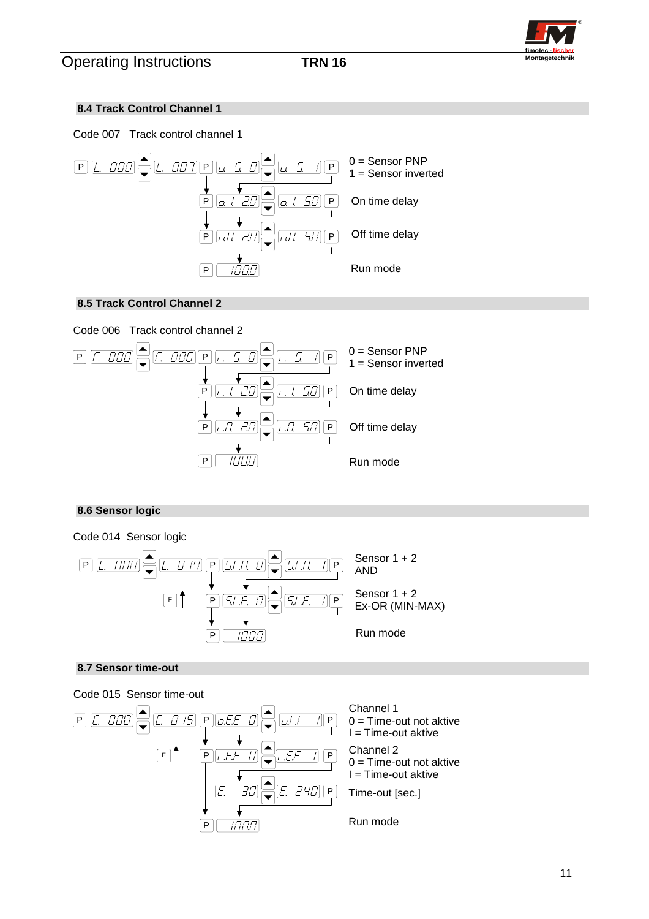## 8.4 Track Control Channel 1

Code 007 Track control channel 1

| Display sequence | Description |
|---|---|
| P → C. 000 → ▲▼ → C. 007 → P → o - S. 0 → ▲▼ → o - S. 1 → P | 0 = Sensor PNP<br>1 = Sensor inverted |
| P → o. I 2.0 → ▲▼ → o. I 5.0 → P | On time delay |
| P → o.0 2.0 → ▲▼ → o.0 5.0 → P | Off time delay |
| P → 100.0 | Run mode |

## 8.5 Track Control Channel 2

Code 006 Track control channel 2

| Display sequence | Description |
|---|---|
| P → C. 000 → ▲▼ → C. 006 → P → I. - S. 0 → ▲▼ → I. - S. 1 → P | 0 = Sensor PNP<br>1 = Sensor inverted |
| P → I. I 2.0 → ▲▼ → I. I 5.0 → P | On time delay |
| P → I. 0 2.0 → ▲▼ → I. 0 5.0 → P | Off time delay |
| P → 100.0 | Run mode |

## 8.6 Sensor logic

Code 014 Sensor logic

| Display sequence | Description |
|---|---|
| P → C. 000 → ▲▼ → C. 014 → P → S.L.A. 0 → ▲▼ → S.L.A. 1 → P | Sensor 1 + 2<br>AND |
| F ↑ ; P → S.L.E. 0 → ▲▼ → S.L.E. 1 → P | Sensor 1 + 2<br>Ex-OR (MIN-MAX) |
| P → 100.0 | Run mode |

## 8.7 Sensor time-out

Code 015 Sensor time-out

| Display sequence | Description |
|---|---|
| P → C. 000 → ▲▼ → C. 015 → P → o.E.E 0 → ▲▼ → o.E.E 1 → P | Channel 1<br>0 = Time-out not aktive<br>I = Time-out aktive |
| F ↑ ; P → I.E.E 0 → ▲▼ → I.E.E 1 → P | Channel 2<br>0 = Time-out not aktive<br>I = Time-out aktive |
| E. 30 → ▲▼ → E. 240 → P | Time-out [sec.] |
| P → 100.0 | Run mode |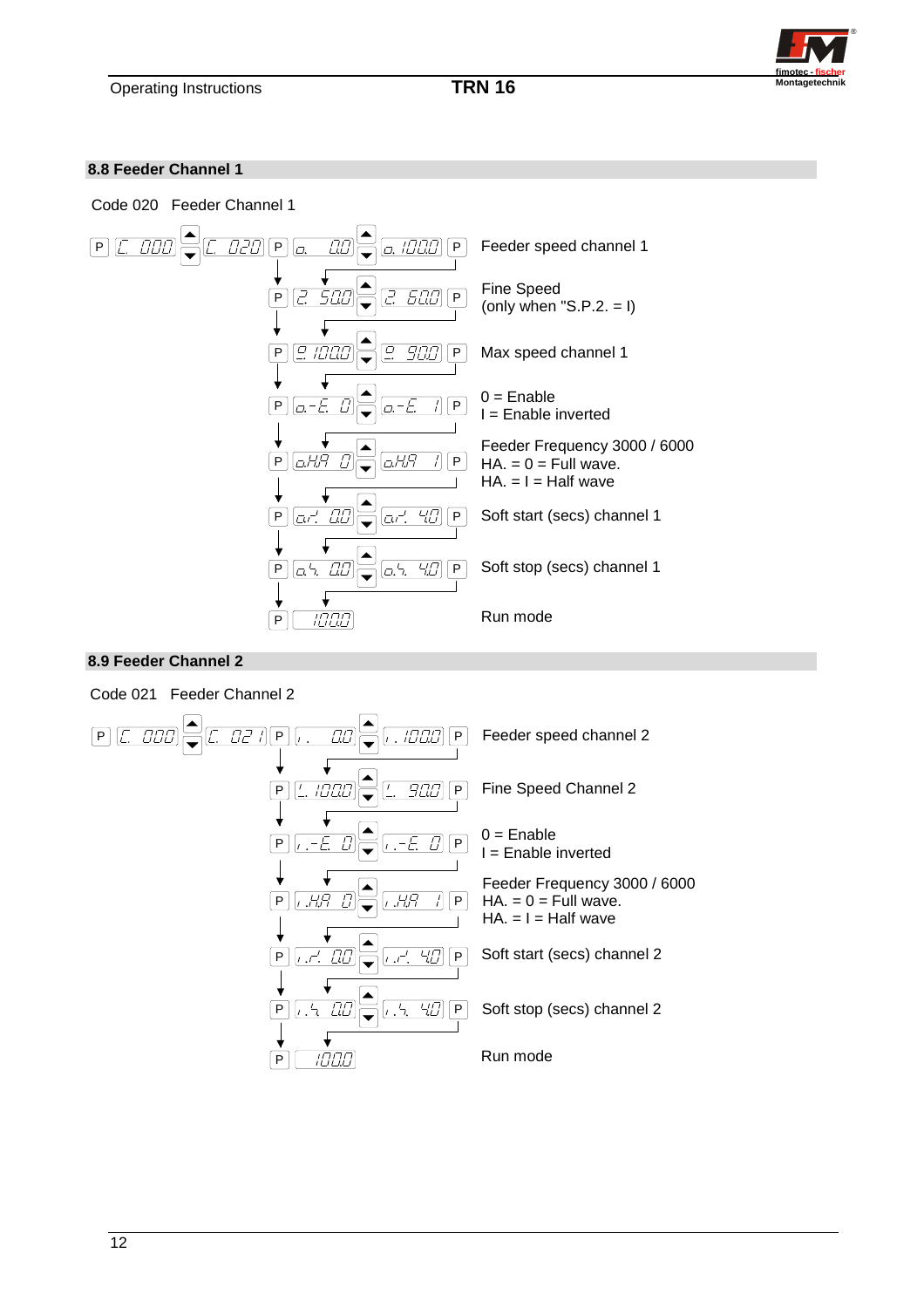## 8.8 Feeder Channel 1

Code 020 Feeder Channel 1

| Keys / Display | | Function |
|---|---|---|
| P C. 000 ▲▼ C. 020 P | o. 0.0 ▲▼ o. 100.0 P | Feeder speed channel 1 |
| P | 2. 50.0 ▲▼ 2. 60.0 P | Fine Speed (only when "S.P.2. = I) |
| P | 9. 100.0 ▲▼ 9. 90.0 P | Max speed channel 1 |
| P | o.-E. 0 ▲▼ o.-E. I P | 0 = Enable<br>I = Enable inverted |
| P | o.HA 0 ▲▼ o.HA I P | Feeder Frequency 3000 / 6000<br>HA. = 0 = Full wave.<br>HA. = I = Half wave |
| P | o.r. 0.0 ▲▼ o.r. 4.0 P | Soft start (secs) channel 1 |
| P | o.s. 0.0 ▲▼ o.s. 4.0 P | Soft stop (secs) channel 1 |
| P | 100.0 | Run mode |

## 8.9 Feeder Channel 2

Code 021 Feeder Channel 2

| Keys / Display | | Function |
|---|---|---|
| P C. 000 ▲▼ C. 021 P | i. 0.0 ▲▼ i. 100.0 P | Feeder speed channel 2 |
| P | L. 100.0 ▲▼ L. 90.0 P | Fine Speed Channel 2 |
| P | i.-E. 0 ▲▼ i.-E. 0 P | 0 = Enable<br>I = Enable inverted |
| P | i.HA 0 ▲▼ i.HA I P | Feeder Frequency 3000 / 6000<br>HA. = 0 = Full wave.<br>HA. = I = Half wave |
| P | i.r. 0.0 ▲▼ i.r. 4.0 P | Soft start (secs) channel 2 |
| P | i.s. 0.0 ▲▼ i.s. 4.0 P | Soft stop (secs) channel 2 |
| P | 100.0 | Run mode |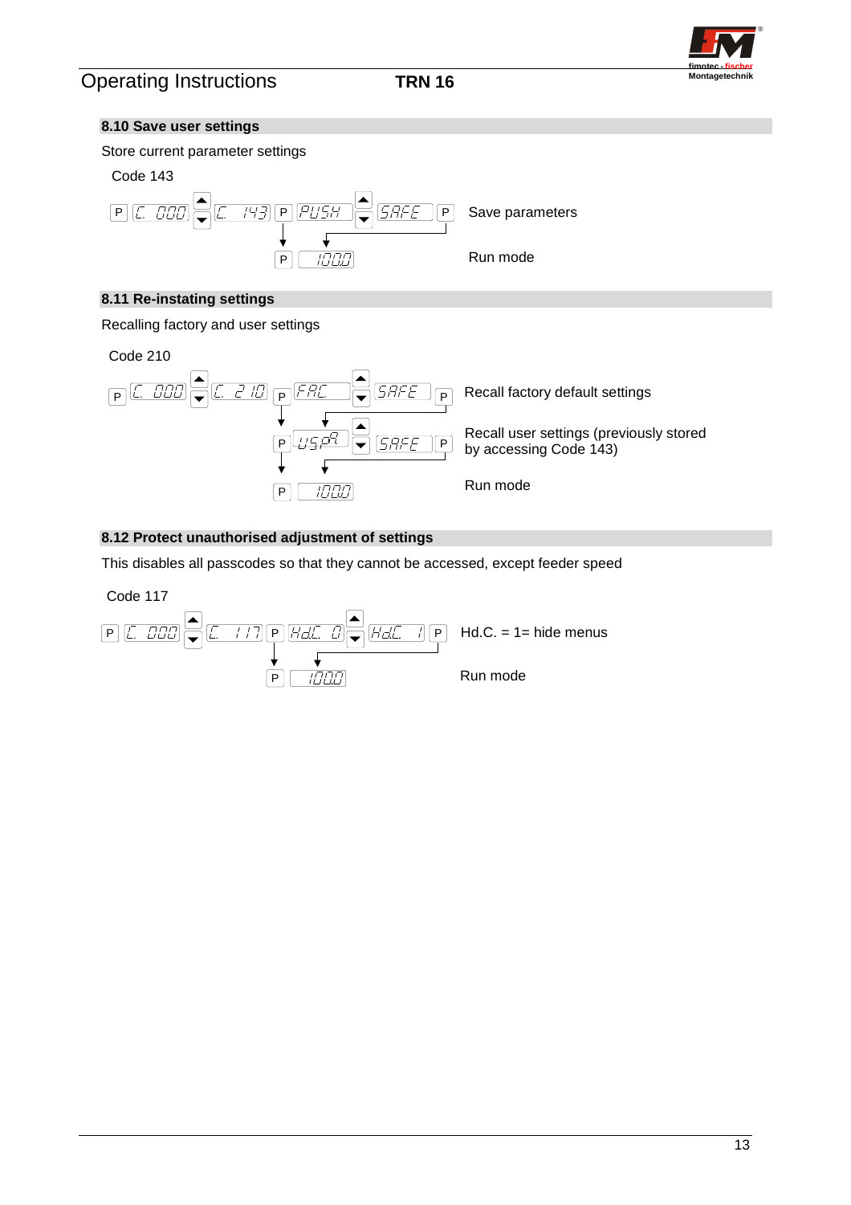## 8.10 Save user settings

Store current parameter settings

Code 143

P [C. 000] ▲▼ [C. 143] P [PUSH] ▲▼ [SAFE] P — Save parameters

P [100.0] — Run mode

## 8.11 Re-instating settings

Recalling factory and user settings

Code 210

P [C. 000] ▲▼ [C. 210] P [FAC.] ▲▼ [SAFE] P — Recall factory default settings

P [USrA] ▲▼ [SAFE] P — Recall user settings (previously stored by accessing Code 143)

P [100.0] — Run mode

## 8.12 Protect unauthorised adjustment of settings

This disables all passcodes so that they cannot be accessed, except feeder speed

Code 117

P [C. 000] ▲▼ [C. 117] P [Hd.C. 0] ▲▼ [Hd.C. 1] P — Hd.C. = 1= hide menus

P [100.0] — Run mode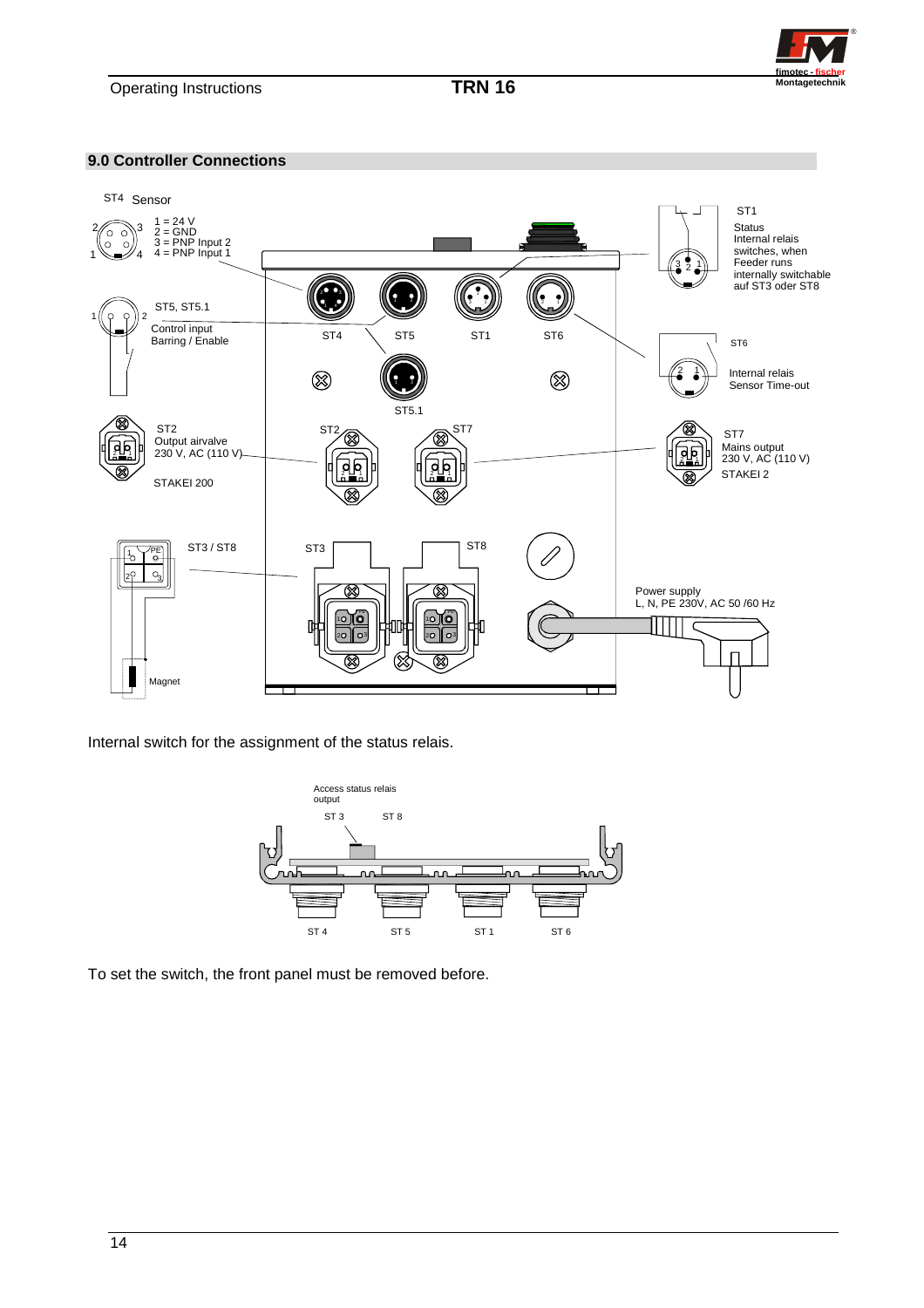## 9.0 Controller Connections

ST4 Sensor

1 = 24 V
2 = GND
3 = PNP Input 2
4 = PNP Input 1

ST5, ST5.1

Control input
Barring / Enable

ST2
Output airvalve
230 V, AC (110 V)

STAKEI 200

ST3 / ST8

Magnet

ST1
Status
Internal relais
switches, when
Feeder runs
internally switchable
auf ST3 oder ST8

ST6
Internal relais
Sensor Time-out

ST7
Mains output
230 V, AC (110 V)
STAKEI 2

Power supply
L, N, PE 230V, AC 50 /60 Hz

Internal switch for the assignment of the status relais.

Access status relais output

ST 3 ST 8

ST 4 ST 5 ST 1 ST 6

To set the switch, the front panel must be removed before.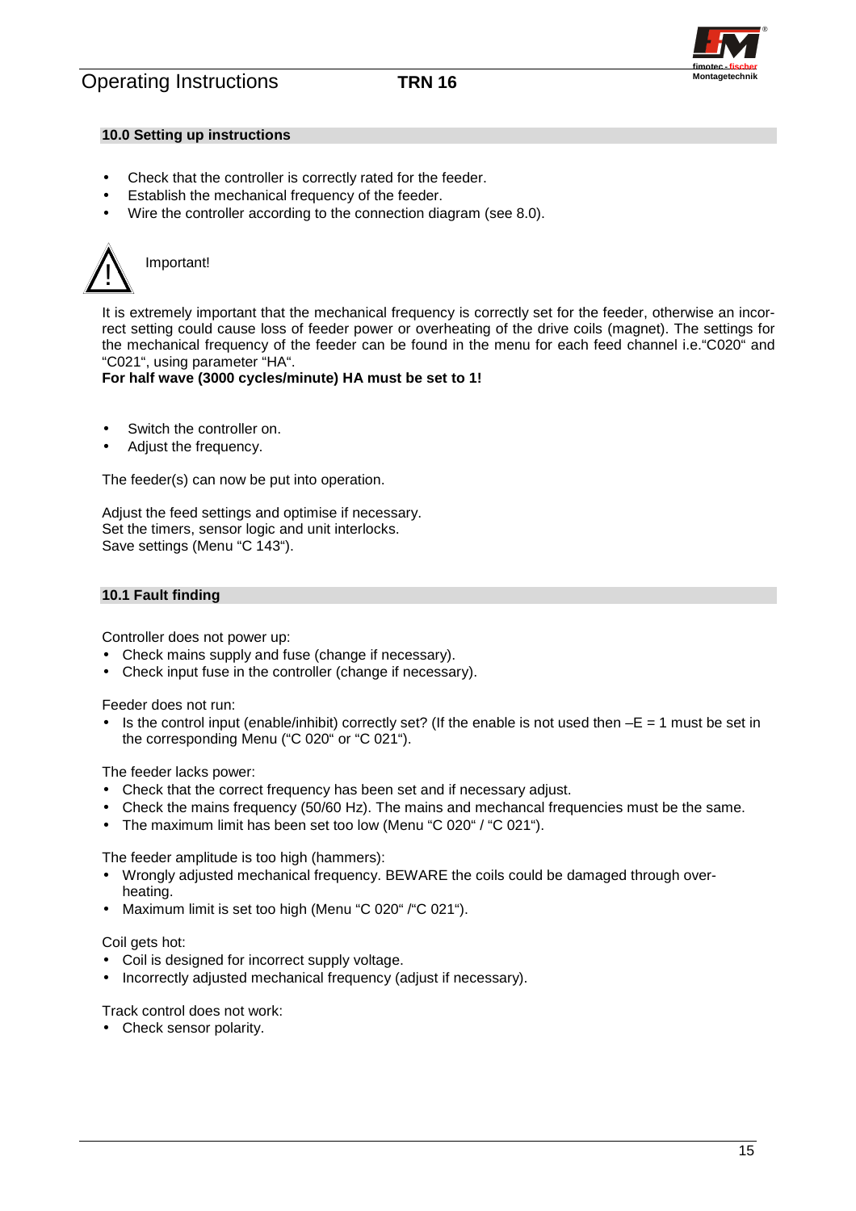## 10.0 Setting up instructions

- Check that the controller is correctly rated for the feeder.
- Establish the mechanical frequency of the feeder.
- Wire the controller according to the connection diagram (see 8.0).

⚠ Important!

It is extremely important that the mechanical frequency is correctly set for the feeder, otherwise an incorrect setting could cause loss of feeder power or overheating of the drive coils (magnet). The settings for the mechanical frequency of the feeder can be found in the menu for each feed channel i.e."C020" and "C021", using parameter "HA".

**For half wave (3000 cycles/minute) HA must be set to 1!**

- Switch the controller on.
- Adjust the frequency.

The feeder(s) can now be put into operation.

Adjust the feed settings and optimise if necessary.
Set the timers, sensor logic and unit interlocks.
Save settings (Menu "C 143").

## 10.1 Fault finding

Controller does not power up:
- Check mains supply and fuse (change if necessary).
- Check input fuse in the controller (change if necessary).

Feeder does not run:
- Is the control input (enable/inhibit) correctly set? (If the enable is not used then –E = 1 must be set in the corresponding Menu ("C 020" or "C 021").

The feeder lacks power:
- Check that the correct frequency has been set and if necessary adjust.
- Check the mains frequency (50/60 Hz). The mains and mechancal frequencies must be the same.
- The maximum limit has been set too low (Menu "C 020" / "C 021").

The feeder amplitude is too high (hammers):
- Wrongly adjusted mechanical frequency. BEWARE the coils could be damaged through overheating.
- Maximum limit is set too high (Menu "C 020" /"C 021").

Coil gets hot:
- Coil is designed for incorrect supply voltage.
- Incorrectly adjusted mechanical frequency (adjust if necessary).

Track control does not work:
- Check sensor polarity.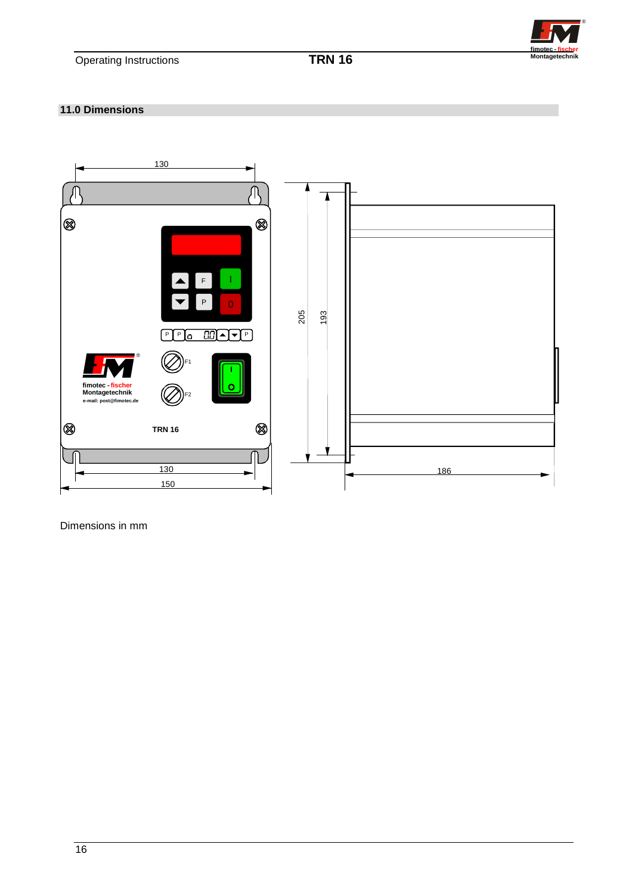## 11.0 Dimensions

130

205

193

130

150

186

Dimensions in mm